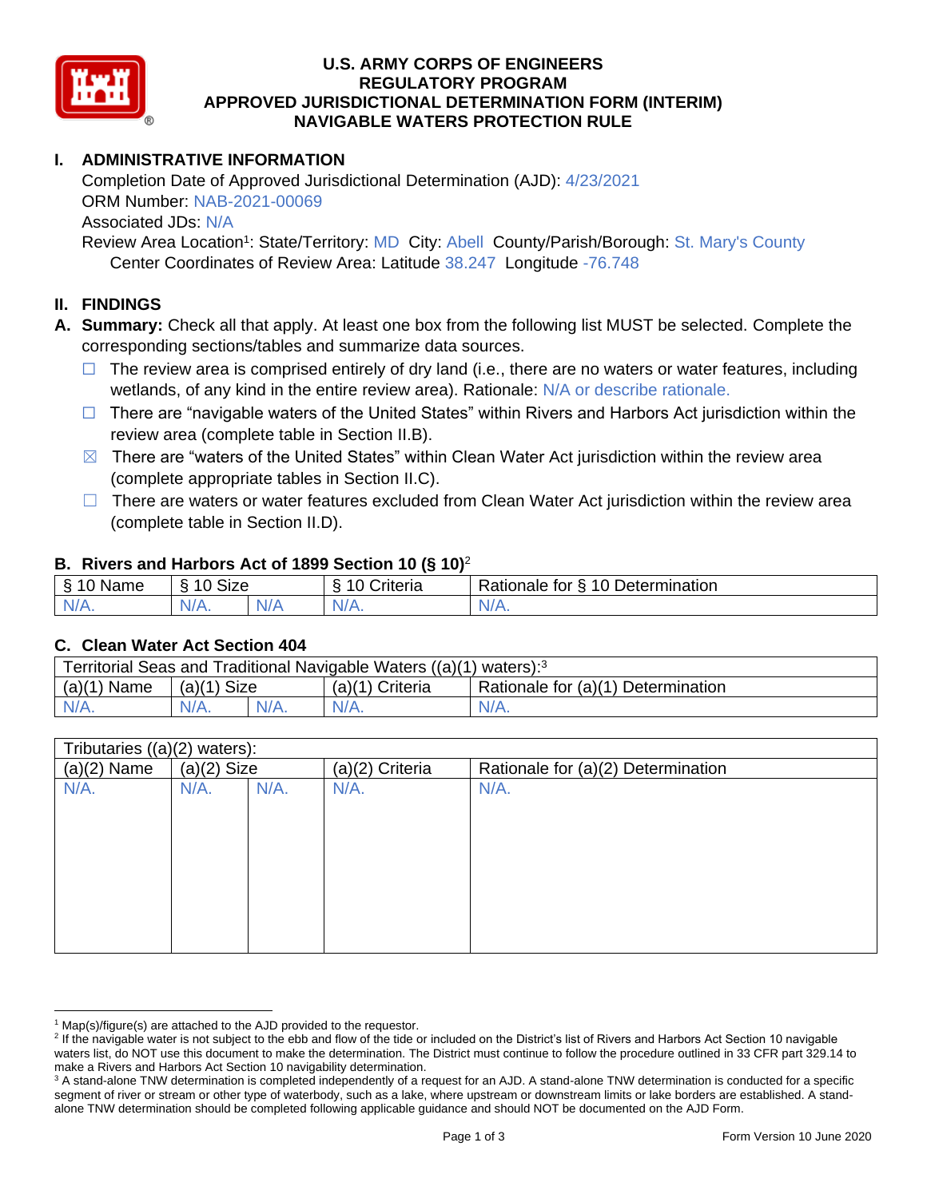# U.S. ARMY CORPS OF ENGINEERS
# REGULATORY PROGRAM
# APPROVED JURISDICTIONAL DETERMINATION FORM (INTERIM)
# NAVIGABLE WATERS PROTECTION RULE

## I. ADMINISTRATIVE INFORMATION

Completion Date of Approved Jurisdictional Determination (AJD): 4/23/2021
ORM Number: NAB-2021-00069
Associated JDs: N/A
Review Area Location[1]: State/Territory: MD City: Abell County/Parish/Borough: St. Mary's County
Center Coordinates of Review Area: Latitude 38.247 Longitude -76.748

## II. FINDINGS

**A. Summary:** Check all that apply. At least one box from the following list MUST be selected. Complete the corresponding sections/tables and summarize data sources.

- ☐ The review area is comprised entirely of dry land (i.e., there are no waters or water features, including wetlands, of any kind in the entire review area). Rationale: N/A or describe rationale.
- ☐ There are "navigable waters of the United States" within Rivers and Harbors Act jurisdiction within the review area (complete table in Section II.B).
- ☒ There are "waters of the United States" within Clean Water Act jurisdiction within the review area (complete appropriate tables in Section II.C).
- ☐ There are waters or water features excluded from Clean Water Act jurisdiction within the review area (complete table in Section II.D).

### B. Rivers and Harbors Act of 1899 Section 10 (§ 10)[2]

| § 10 Name | § 10 Size | | § 10 Criteria | Rationale for § 10 Determination |
|---|---|---|---|---|
| N/A. | N/A. | N/A | N/A. | N/A. |

### C. Clean Water Act Section 404

| Territorial Seas and Traditional Navigable Waters ((a)(1) waters):[3] | | | | |
|---|---|---|---|---|
| (a)(1) Name | (a)(1) Size | | (a)(1) Criteria | Rationale for (a)(1) Determination |
| N/A. | N/A. | N/A. | N/A. | N/A. |

| Tributaries ((a)(2) waters): | | | | |
|---|---|---|---|---|
| (a)(2) Name | (a)(2) Size | | (a)(2) Criteria | Rationale for (a)(2) Determination |
| N/A. | N/A. | N/A. | N/A. | N/A. |

---

[1] Map(s)/figure(s) are attached to the AJD provided to the requestor.

[2] If the navigable water is not subject to the ebb and flow of the tide or included on the District's list of Rivers and Harbors Act Section 10 navigable waters list, do NOT use this document to make the determination. The District must continue to follow the procedure outlined in 33 CFR part 329.14 to make a Rivers and Harbors Act Section 10 navigability determination.

[3] A stand-alone TNW determination is completed independently of a request for an AJD. A stand-alone TNW determination is conducted for a specific segment of river or stream or other type of waterbody, such as a lake, where upstream or downstream limits or lake borders are established. A stand-alone TNW determination should be completed following applicable guidance and should NOT be documented on the AJD Form.

Form Version 10 June 2020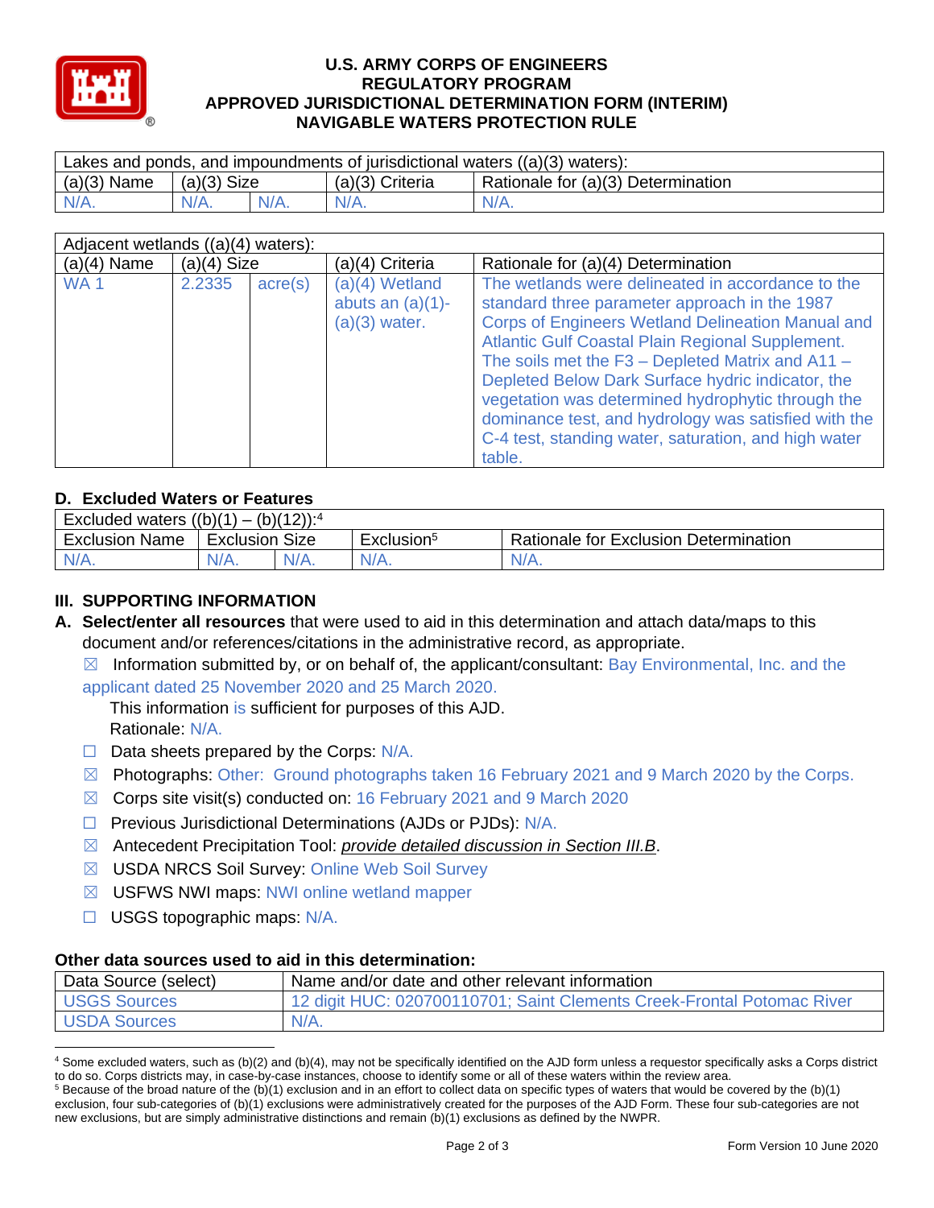# U.S. ARMY CORPS OF ENGINEERS
# REGULATORY PROGRAM
# APPROVED JURISDICTIONAL DETERMINATION FORM (INTERIM)
# NAVIGABLE WATERS PROTECTION RULE

| Lakes and ponds, and impoundments of jurisdictional waters ((a)(3) waters): | | | | |
|---|---|---|---|---|
| (a)(3) Name | (a)(3) Size | | (a)(3) Criteria | Rationale for (a)(3) Determination |
| N/A. | N/A. | N/A. | N/A. | N/A. |

| Adjacent wetlands ((a)(4) waters): | | | | |
|---|---|---|---|---|
| (a)(4) Name | (a)(4) Size | | (a)(4) Criteria | Rationale for (a)(4) Determination |
| WA 1 | 2.2335 | acre(s) | (a)(4) Wetland abuts an (a)(1)-(a)(3) water. | The wetlands were delineated in accordance to the standard three parameter approach in the 1987 Corps of Engineers Wetland Delineation Manual and Atlantic Gulf Coastal Plain Regional Supplement. The soils met the F3 – Depleted Matrix and A11 – Depleted Below Dark Surface hydric indicator, the vegetation was determined hydrophytic through the dominance test, and hydrology was satisfied with the C-4 test, standing water, saturation, and high water table. |

## D. Excluded Waters or Features

| Excluded waters ((b)(1) – (b)(12)):[4] | | | | |
|---|---|---|---|---|
| Exclusion Name | Exclusion Size | | Exclusion[5] | Rationale for Exclusion Determination |
| N/A. | N/A. | N/A. | N/A. | N/A. |

## III. SUPPORTING INFORMATION

**A. Select/enter all resources** that were used to aid in this determination and attach data/maps to this document and/or references/citations in the administrative record, as appropriate.

☒ Information submitted by, or on behalf of, the applicant/consultant: Bay Environmental, Inc. and the applicant dated 25 November 2020 and 25 March 2020.
This information is sufficient for purposes of this AJD.
Rationale: N/A.

☐ Data sheets prepared by the Corps: N/A.

☒ Photographs: Other: Ground photographs taken 16 February 2021 and 9 March 2020 by the Corps.

☒ Corps site visit(s) conducted on: 16 February 2021 and 9 March 2020

☐ Previous Jurisdictional Determinations (AJDs or PJDs): N/A.

☒ Antecedent Precipitation Tool: *provide detailed discussion in Section III.B*.

☒ USDA NRCS Soil Survey: Online Web Soil Survey

☒ USFWS NWI maps: NWI online wetland mapper

☐ USGS topographic maps: N/A.

### Other data sources used to aid in this determination:

| Data Source (select) | Name and/or date and other relevant information |
|---|---|
| USGS Sources | 12 digit HUC: 020700110701; Saint Clements Creek-Frontal Potomac River |
| USDA Sources | N/A. |

[4] Some excluded waters, such as (b)(2) and (b)(4), may not be specifically identified on the AJD form unless a requestor specifically asks a Corps district to do so. Corps districts may, in case-by-case instances, choose to identify some or all of these waters within the review area.

[5] Because of the broad nature of the (b)(1) exclusion and in an effort to collect data on specific types of waters that would be covered by the (b)(1) exclusion, four sub-categories of (b)(1) exclusions were administratively created for the purposes of the AJD Form. These four sub-categories are not new exclusions, but are simply administrative distinctions and remain (b)(1) exclusions as defined by the NWPR.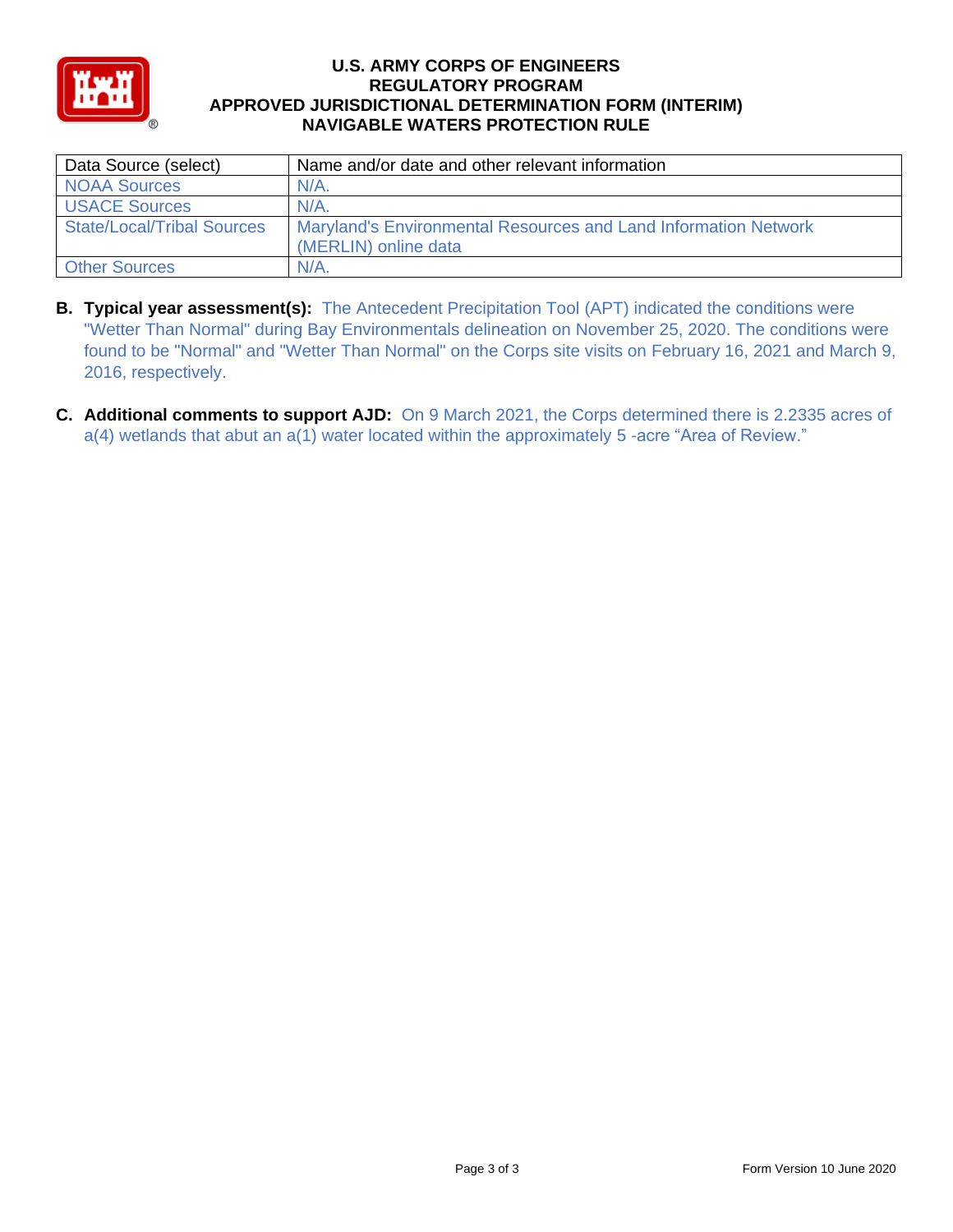| Data Source (select) | Name and/or date and other relevant information |
|---|---|
| NOAA Sources | N/A. |
| USACE Sources | N/A. |
| State/Local/Tribal Sources | Maryland's Environmental Resources and Land Information Network (MERLIN) online data |
| Other Sources | N/A. |

**B. Typical year assessment(s):** The Antecedent Precipitation Tool (APT) indicated the conditions were "Wetter Than Normal" during Bay Environmentals delineation on November 25, 2020. The conditions were found to be "Normal" and "Wetter Than Normal" on the Corps site visits on February 16, 2021 and March 9, 2016, respectively.

**C. Additional comments to support AJD:** On 9 March 2021, the Corps determined there is 2.2335 acres of a(4) wetlands that abut an a(1) water located within the approximately 5 -acre “Area of Review.”